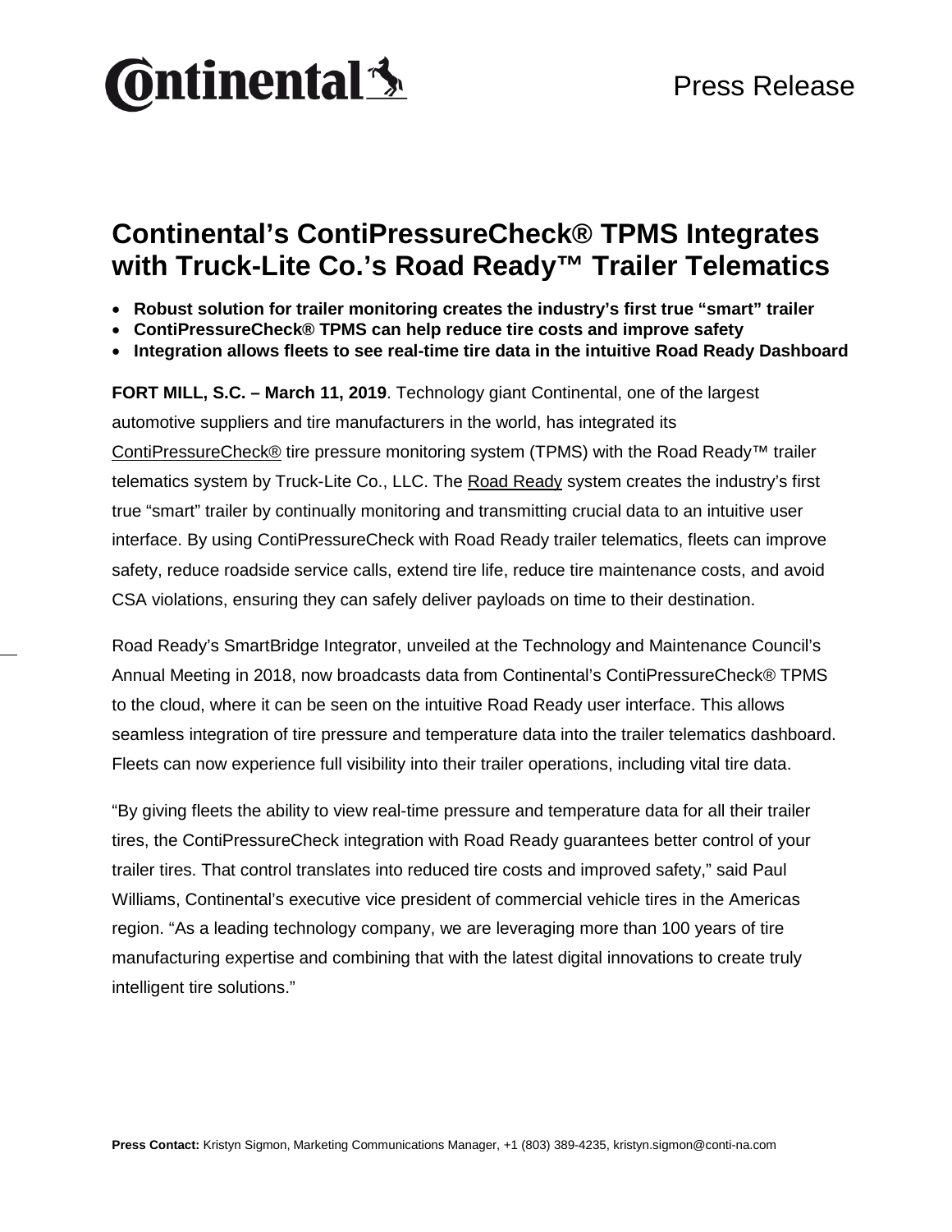Continental

Press Release

# Continental's ContiPressureCheck® TPMS Integrates with Truck-Lite Co.'s Road Ready™ Trailer Telematics

- **Robust solution for trailer monitoring creates the industry's first true "smart" trailer**
- **ContiPressureCheck® TPMS can help reduce tire costs and improve safety**
- **Integration allows fleets to see real-time tire data in the intuitive Road Ready Dashboard**

**FORT MILL, S.C. – March 11, 2019**. Technology giant Continental, one of the largest automotive suppliers and tire manufacturers in the world, has integrated its ContiPressureCheck® tire pressure monitoring system (TPMS) with the Road Ready™ trailer telematics system by Truck-Lite Co., LLC. The Road Ready system creates the industry's first true "smart" trailer by continually monitoring and transmitting crucial data to an intuitive user interface. By using ContiPressureCheck with Road Ready trailer telematics, fleets can improve safety, reduce roadside service calls, extend tire life, reduce tire maintenance costs, and avoid CSA violations, ensuring they can safely deliver payloads on time to their destination.

Road Ready's SmartBridge Integrator, unveiled at the Technology and Maintenance Council's Annual Meeting in 2018, now broadcasts data from Continental's ContiPressureCheck® TPMS to the cloud, where it can be seen on the intuitive Road Ready user interface. This allows seamless integration of tire pressure and temperature data into the trailer telematics dashboard. Fleets can now experience full visibility into their trailer operations, including vital tire data.

"By giving fleets the ability to view real-time pressure and temperature data for all their trailer tires, the ContiPressureCheck integration with Road Ready guarantees better control of your trailer tires. That control translates into reduced tire costs and improved safety," said Paul Williams, Continental's executive vice president of commercial vehicle tires in the Americas region. "As a leading technology company, we are leveraging more than 100 years of tire manufacturing expertise and combining that with the latest digital innovations to create truly intelligent tire solutions."

**Press Contact:** Kristyn Sigmon, Marketing Communications Manager, +1 (803) 389-4235, kristyn.sigmon@conti-na.com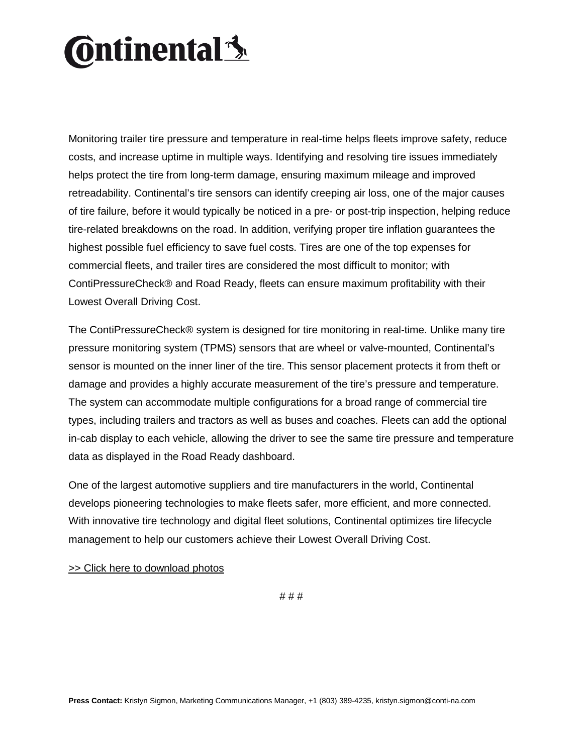Monitoring trailer tire pressure and temperature in real-time helps fleets improve safety, reduce costs, and increase uptime in multiple ways. Identifying and resolving tire issues immediately helps protect the tire from long-term damage, ensuring maximum mileage and improved retreadability. Continental's tire sensors can identify creeping air loss, one of the major causes of tire failure, before it would typically be noticed in a pre- or post-trip inspection, helping reduce tire-related breakdowns on the road. In addition, verifying proper tire inflation guarantees the highest possible fuel efficiency to save fuel costs. Tires are one of the top expenses for commercial fleets, and trailer tires are considered the most difficult to monitor; with ContiPressureCheck® and Road Ready, fleets can ensure maximum profitability with their Lowest Overall Driving Cost.

The ContiPressureCheck® system is designed for tire monitoring in real-time. Unlike many tire pressure monitoring system (TPMS) sensors that are wheel or valve-mounted, Continental's sensor is mounted on the inner liner of the tire. This sensor placement protects it from theft or damage and provides a highly accurate measurement of the tire's pressure and temperature. The system can accommodate multiple configurations for a broad range of commercial tire types, including trailers and tractors as well as buses and coaches. Fleets can add the optional in-cab display to each vehicle, allowing the driver to see the same tire pressure and temperature data as displayed in the Road Ready dashboard.

One of the largest automotive suppliers and tire manufacturers in the world, Continental develops pioneering technologies to make fleets safer, more efficient, and more connected. With innovative tire technology and digital fleet solutions, Continental optimizes tire lifecycle management to help our customers achieve their Lowest Overall Driving Cost.

>> Click here to download photos

# # #

**Press Contact:** Kristyn Sigmon, Marketing Communications Manager, +1 (803) 389-4235, kristyn.sigmon@conti-na.com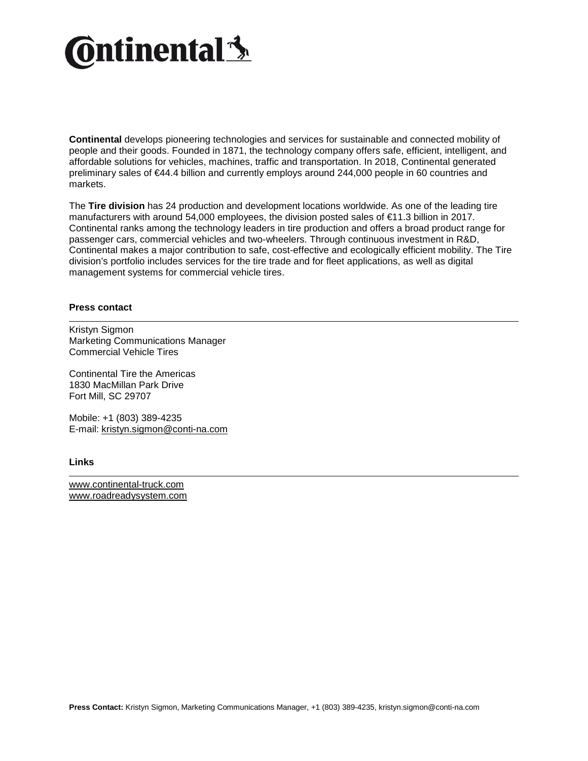**Continental** develops pioneering technologies and services for sustainable and connected mobility of people and their goods. Founded in 1871, the technology company offers safe, efficient, intelligent, and affordable solutions for vehicles, machines, traffic and transportation. In 2018, Continental generated preliminary sales of €44.4 billion and currently employs around 244,000 people in 60 countries and markets.

The **Tire division** has 24 production and development locations worldwide. As one of the leading tire manufacturers with around 54,000 employees, the division posted sales of €11.3 billion in 2017. Continental ranks among the technology leaders in tire production and offers a broad product range for passenger cars, commercial vehicles and two-wheelers. Through continuous investment in R&D, Continental makes a major contribution to safe, cost-effective and ecologically efficient mobility. The Tire division's portfolio includes services for the tire trade and for fleet applications, as well as digital management systems for commercial vehicle tires.

**Press contact**

Kristyn Sigmon
Marketing Communications Manager
Commercial Vehicle Tires

Continental Tire the Americas
1830 MacMillan Park Drive
Fort Mill, SC 29707

Mobile: +1 (803) 389-4235
E-mail: kristyn.sigmon@conti-na.com

**Links**

www.continental-truck.com
www.roadreadysystem.com